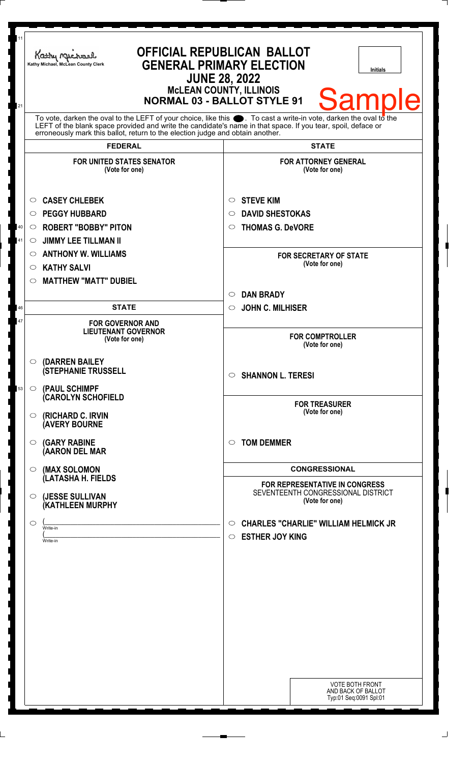Kathy Michael, McLean County Clerk

# OFFICIAL REPUBLICAN BALLOT
## GENERAL PRIMARY ELECTION
## JUNE 28, 2022
### McLEAN COUNTY, ILLINOIS
### NORMAL 03 - BALLOT STYLE 91

Initials

Sample

To vote, darken the oval to the LEFT of your choice, like this ●. To cast a write-in vote, darken the oval to the LEFT of the blank space provided and write the candidate's name in that space. If you tear, spoil, deface or erroneously mark this ballot, return to the election judge and obtain another.

## FEDERAL

**FOR UNITED STATES SENATOR**
(Vote for one)

- ○ **CASEY CHLEBEK**
- ○ **PEGGY HUBBARD**
- ○ **ROBERT "BOBBY" PITON**
- ○ **JIMMY LEE TILLMAN II**
- ○ **ANTHONY W. WILLIAMS**
- ○ **KATHY SALVI**
- ○ **MATTHEW "MATT" DUBIEL**

## STATE

**FOR GOVERNOR AND LIEUTENANT GOVERNOR**
(Vote for one)

- ○ **(DARREN BAILEY (STEPHANIE TRUSSELL**
- ○ **(PAUL SCHIMPF (CAROLYN SCHOFIELD**
- ○ **(RICHARD C. IRVIN (AVERY BOURNE**
- ○ **(GARY RABINE (AARON DEL MAR**
- ○ **(MAX SOLOMON (LATASHA H. FIELDS**
- ○ **(JESSE SULLIVAN (KATHLEEN MURPHY**
- ○ (\_\_\_\_\_\_\_\_\_\_ Write-in
  (\_\_\_\_\_\_\_\_\_\_ Write-in

## STATE

**FOR ATTORNEY GENERAL**
(Vote for one)

- ○ **STEVE KIM**
- ○ **DAVID SHESTOKAS**
- ○ **THOMAS G. DeVORE**

**FOR SECRETARY OF STATE**
(Vote for one)

- ○ **DAN BRADY**
- ○ **JOHN C. MILHISER**

**FOR COMPTROLLER**
(Vote for one)

- ○ **SHANNON L. TERESI**

**FOR TREASURER**
(Vote for one)

- ○ **TOM DEMMER**

## CONGRESSIONAL

**FOR REPRESENTATIVE IN CONGRESS**
SEVENTEENTH CONGRESSIONAL DISTRICT
(Vote for one)

- ○ **CHARLES "CHARLIE" WILLIAM HELMICK JR**
- ○ **ESTHER JOY KING**

VOTE BOTH FRONT AND BACK OF BALLOT
Typ:01 Seq:0091 Spl:01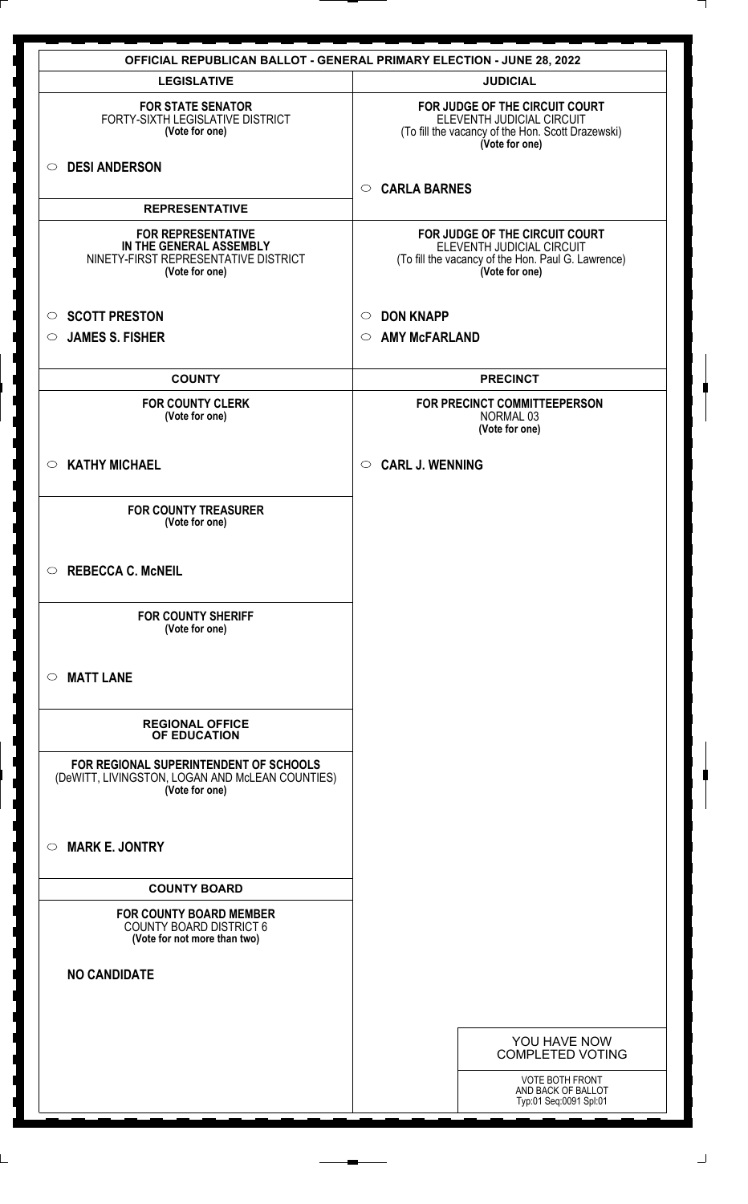# OFFICIAL REPUBLICAN BALLOT - GENERAL PRIMARY ELECTION - JUNE 28, 2022

## LEGISLATIVE

**FOR STATE SENATOR**
FORTY-SIXTH LEGISLATIVE DISTRICT
**(Vote for one)**

○ **DESI ANDERSON**

## REPRESENTATIVE

**FOR REPRESENTATIVE IN THE GENERAL ASSEMBLY**
NINETY-FIRST REPRESENTATIVE DISTRICT
**(Vote for one)**

○ **SCOTT PRESTON**
○ **JAMES S. FISHER**

## COUNTY

**FOR COUNTY CLERK**
**(Vote for one)**

○ **KATHY MICHAEL**

**FOR COUNTY TREASURER**
**(Vote for one)**

○ **REBECCA C. McNEIL**

**FOR COUNTY SHERIFF**
**(Vote for one)**

○ **MATT LANE**

## REGIONAL OFFICE OF EDUCATION

**FOR REGIONAL SUPERINTENDENT OF SCHOOLS**
(DeWITT, LIVINGSTON, LOGAN AND McLEAN COUNTIES)
**(Vote for one)**

○ **MARK E. JONTRY**

## COUNTY BOARD

**FOR COUNTY BOARD MEMBER**
COUNTY BOARD DISTRICT 6
**(Vote for not more than two)**

**NO CANDIDATE**

## JUDICIAL

**FOR JUDGE OF THE CIRCUIT COURT**
ELEVENTH JUDICIAL CIRCUIT
(To fill the vacancy of the Hon. Scott Drazewski)
**(Vote for one)**

○ **CARLA BARNES**

**FOR JUDGE OF THE CIRCUIT COURT**
ELEVENTH JUDICIAL CIRCUIT
(To fill the vacancy of the Hon. Paul G. Lawrence)
**(Vote for one)**

○ **DON KNAPP**
○ **AMY McFARLAND**

## PRECINCT

**FOR PRECINCT COMMITTEEPERSON**
NORMAL 03
**(Vote for one)**

○ **CARL J. WENNING**

YOU HAVE NOW COMPLETED VOTING

VOTE BOTH FRONT AND BACK OF BALLOT
Typ:01 Seq:0091 Spl:01